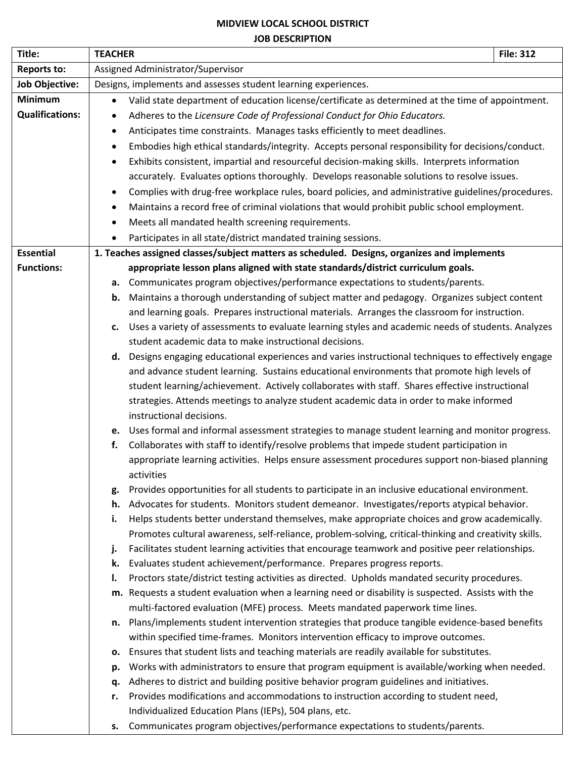# MIDVIEW LOCAL SCHOOL DISTRICT
## JOB DESCRIPTION

| **Title:** | **TEACHER** | **File: 312** |
|---|---|---|
| **Reports to:** | Assigned Administrator/Supervisor | |
| **Job Objective:** | Designs, implements and assesses student learning experiences. | |

**Minimum Qualifications:**

- Valid state department of education license/certificate as determined at the time of appointment.
- Adheres to the *Licensure Code of Professional Conduct for Ohio Educators.*
- Anticipates time constraints. Manages tasks efficiently to meet deadlines.
- Embodies high ethical standards/integrity. Accepts personal responsibility for decisions/conduct.
- Exhibits consistent, impartial and resourceful decision-making skills. Interprets information accurately. Evaluates options thoroughly. Develops reasonable solutions to resolve issues.
- Complies with drug-free workplace rules, board policies, and administrative guidelines/procedures.
- Maintains a record free of criminal violations that would prohibit public school employment.
- Meets all mandated health screening requirements.
- Participates in all state/district mandated training sessions.

**Essential Functions:**

**1. Teaches assigned classes/subject matters as scheduled. Designs, organizes and implements appropriate lesson plans aligned with state standards/district curriculum goals.**

- **a.** Communicates program objectives/performance expectations to students/parents.
- **b.** Maintains a thorough understanding of subject matter and pedagogy. Organizes subject content and learning goals. Prepares instructional materials. Arranges the classroom for instruction.
- **c.** Uses a variety of assessments to evaluate learning styles and academic needs of students. Analyzes student academic data to make instructional decisions.
- **d.** Designs engaging educational experiences and varies instructional techniques to effectively engage and advance student learning. Sustains educational environments that promote high levels of student learning/achievement. Actively collaborates with staff. Shares effective instructional strategies. Attends meetings to analyze student academic data in order to make informed instructional decisions.
- **e.** Uses formal and informal assessment strategies to manage student learning and monitor progress.
- **f.** Collaborates with staff to identify/resolve problems that impede student participation in appropriate learning activities. Helps ensure assessment procedures support non-biased planning activities
- **g.** Provides opportunities for all students to participate in an inclusive educational environment.
- **h.** Advocates for students. Monitors student demeanor. Investigates/reports atypical behavior.
- **i.** Helps students better understand themselves, make appropriate choices and grow academically. Promotes cultural awareness, self-reliance, problem-solving, critical-thinking and creativity skills.
- **j.** Facilitates student learning activities that encourage teamwork and positive peer relationships.
- **k.** Evaluates student achievement/performance. Prepares progress reports.
- **l.** Proctors state/district testing activities as directed. Upholds mandated security procedures.
- **m.** Requests a student evaluation when a learning need or disability is suspected. Assists with the multi-factored evaluation (MFE) process. Meets mandated paperwork time lines.
- **n.** Plans/implements student intervention strategies that produce tangible evidence-based benefits within specified time-frames. Monitors intervention efficacy to improve outcomes.
- **o.** Ensures that student lists and teaching materials are readily available for substitutes.
- **p.** Works with administrators to ensure that program equipment is available/working when needed.
- **q.** Adheres to district and building positive behavior program guidelines and initiatives.
- **r.** Provides modifications and accommodations to instruction according to student need, Individualized Education Plans (IEPs), 504 plans, etc.
- **s.** Communicates program objectives/performance expectations to students/parents.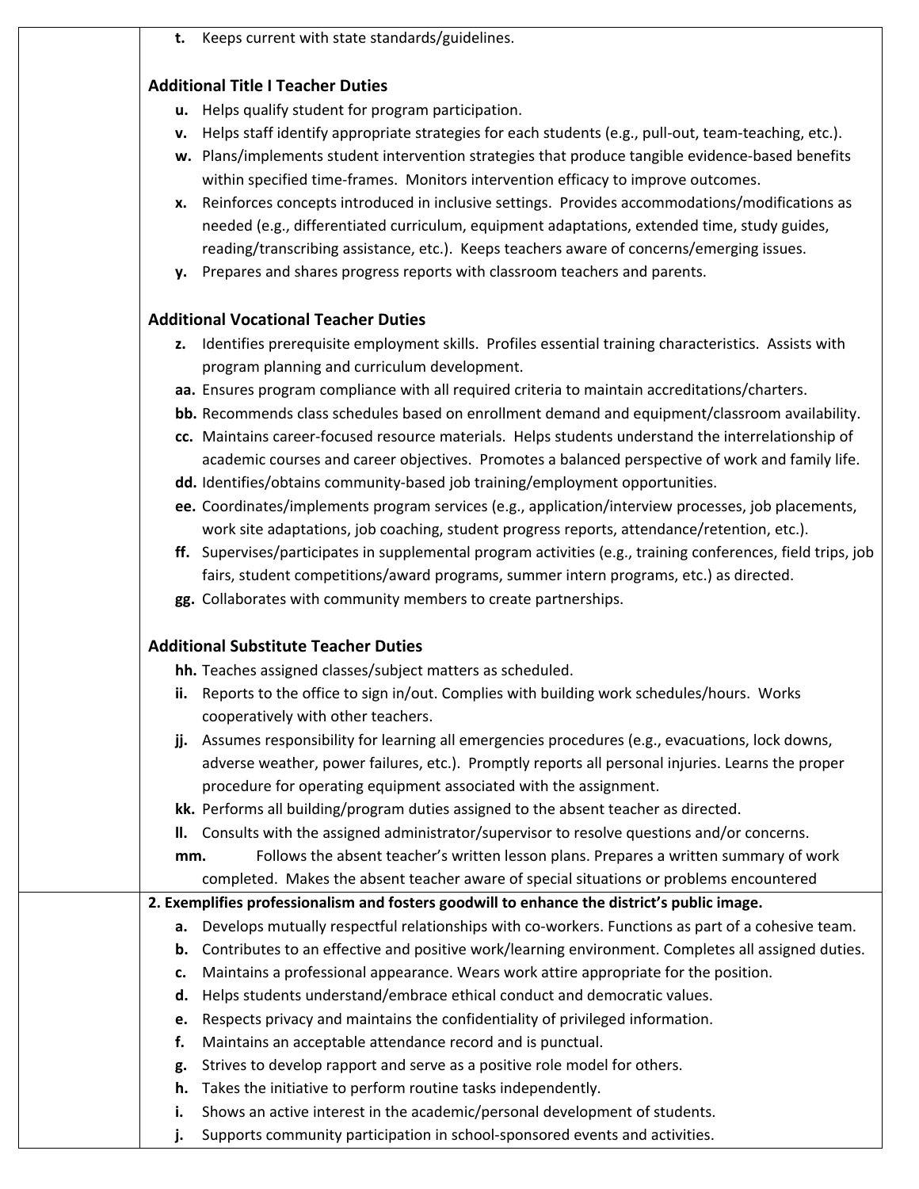| | |
|---|---|
| | **t.** Keeps current with state standards/guidelines.<br><br>**Additional Title I Teacher Duties**<br>**u.** Helps qualify student for program participation.<br>**v.** Helps staff identify appropriate strategies for each students (e.g., pull-out, team-teaching, etc.).<br>**w.** Plans/implements student intervention strategies that produce tangible evidence-based benefits within specified time-frames. Monitors intervention efficacy to improve outcomes.<br>**x.** Reinforces concepts introduced in inclusive settings. Provides accommodations/modifications as needed (e.g., differentiated curriculum, equipment adaptations, extended time, study guides, reading/transcribing assistance, etc.). Keeps teachers aware of concerns/emerging issues.<br>**y.** Prepares and shares progress reports with classroom teachers and parents.<br><br>**Additional Vocational Teacher Duties**<br>**z.** Identifies prerequisite employment skills. Profiles essential training characteristics. Assists with program planning and curriculum development.<br>**aa.** Ensures program compliance with all required criteria to maintain accreditations/charters.<br>**bb.** Recommends class schedules based on enrollment demand and equipment/classroom availability.<br>**cc.** Maintains career-focused resource materials. Helps students understand the interrelationship of academic courses and career objectives. Promotes a balanced perspective of work and family life.<br>**dd.** Identifies/obtains community-based job training/employment opportunities.<br>**ee.** Coordinates/implements program services (e.g., application/interview processes, job placements, work site adaptations, job coaching, student progress reports, attendance/retention, etc.).<br>**ff.** Supervises/participates in supplemental program activities (e.g., training conferences, field trips, job fairs, student competitions/award programs, summer intern programs, etc.) as directed.<br>**gg.** Collaborates with community members to create partnerships.<br><br>**Additional Substitute Teacher Duties**<br>**hh.** Teaches assigned classes/subject matters as scheduled.<br>**ii.** Reports to the office to sign in/out. Complies with building work schedules/hours. Works cooperatively with other teachers.<br>**jj.** Assumes responsibility for learning all emergencies procedures (e.g., evacuations, lock downs, adverse weather, power failures, etc.). Promptly reports all personal injuries. Learns the proper procedure for operating equipment associated with the assignment.<br>**kk.** Performs all building/program duties assigned to the absent teacher as directed.<br>**ll.** Consults with the assigned administrator/supervisor to resolve questions and/or concerns.<br>**mm.** Follows the absent teacher's written lesson plans. Prepares a written summary of work completed. Makes the absent teacher aware of special situations or problems encountered |
| | **2. Exemplifies professionalism and fosters goodwill to enhance the district's public image.**<br>**a.** Develops mutually respectful relationships with co-workers. Functions as part of a cohesive team.<br>**b.** Contributes to an effective and positive work/learning environment. Completes all assigned duties.<br>**c.** Maintains a professional appearance. Wears work attire appropriate for the position.<br>**d.** Helps students understand/embrace ethical conduct and democratic values.<br>**e.** Respects privacy and maintains the confidentiality of privileged information.<br>**f.** Maintains an acceptable attendance record and is punctual.<br>**g.** Strives to develop rapport and serve as a positive role model for others.<br>**h.** Takes the initiative to perform routine tasks independently.<br>**i.** Shows an active interest in the academic/personal development of students.<br>**j.** Supports community participation in school-sponsored events and activities. |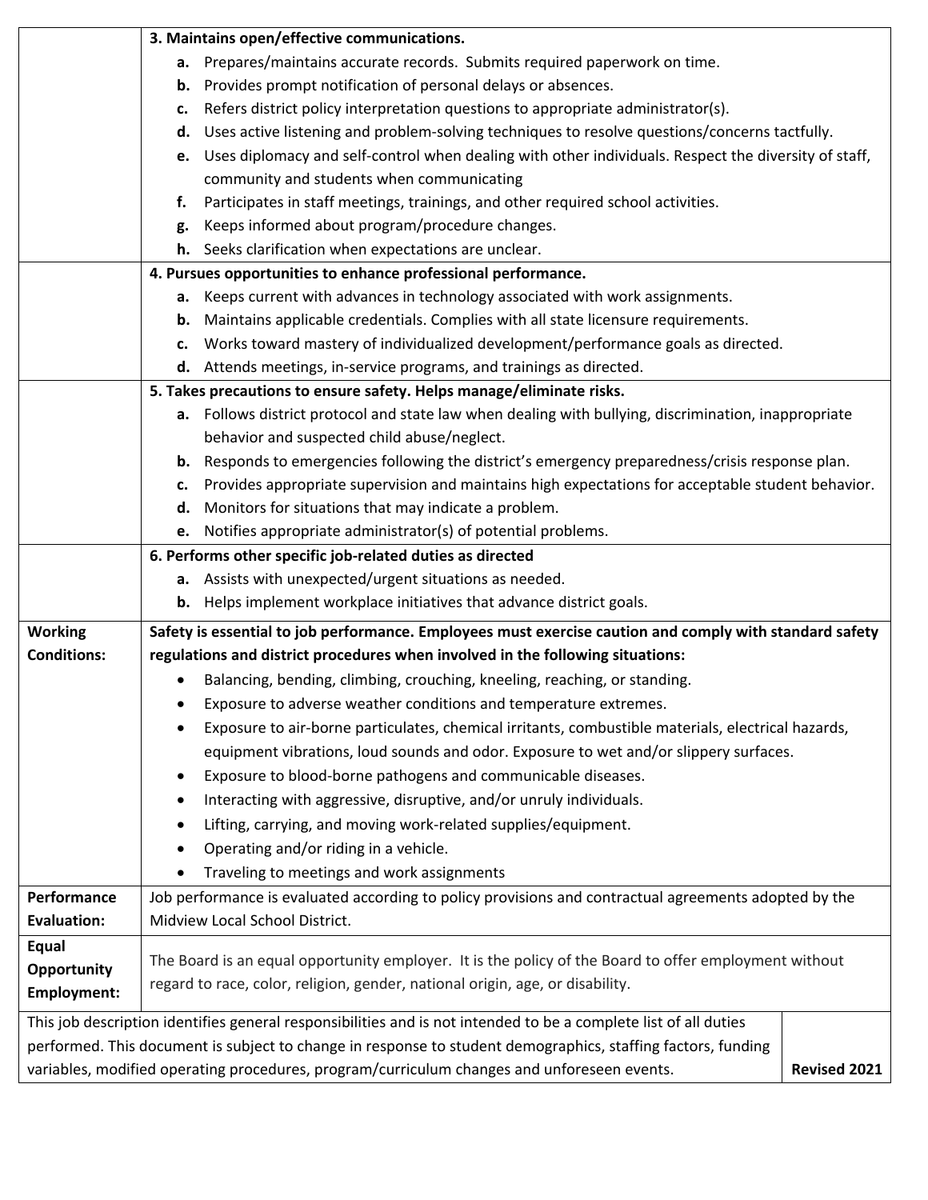| | |
|---|---|
| | **3. Maintains open/effective communications.**<br>**a.** Prepares/maintains accurate records. Submits required paperwork on time.<br>**b.** Provides prompt notification of personal delays or absences.<br>**c.** Refers district policy interpretation questions to appropriate administrator(s).<br>**d.** Uses active listening and problem-solving techniques to resolve questions/concerns tactfully.<br>**e.** Uses diplomacy and self-control when dealing with other individuals. Respect the diversity of staff, community and students when communicating<br>**f.** Participates in staff meetings, trainings, and other required school activities.<br>**g.** Keeps informed about program/procedure changes.<br>**h.** Seeks clarification when expectations are unclear. |
| | **4. Pursues opportunities to enhance professional performance.**<br>**a.** Keeps current with advances in technology associated with work assignments.<br>**b.** Maintains applicable credentials. Complies with all state licensure requirements.<br>**c.** Works toward mastery of individualized development/performance goals as directed.<br>**d.** Attends meetings, in-service programs, and trainings as directed. |
| | **5. Takes precautions to ensure safety. Helps manage/eliminate risks.**<br>**a.** Follows district protocol and state law when dealing with bullying, discrimination, inappropriate behavior and suspected child abuse/neglect.<br>**b.** Responds to emergencies following the district's emergency preparedness/crisis response plan.<br>**c.** Provides appropriate supervision and maintains high expectations for acceptable student behavior.<br>**d.** Monitors for situations that may indicate a problem.<br>**e.** Notifies appropriate administrator(s) of potential problems. |
| | **6. Performs other specific job-related duties as directed**<br>**a.** Assists with unexpected/urgent situations as needed.<br>**b.** Helps implement workplace initiatives that advance district goals. |
| **Working Conditions:** | **Safety is essential to job performance. Employees must exercise caution and comply with standard safety regulations and district procedures when involved in the following situations:**<br>• Balancing, bending, climbing, crouching, kneeling, reaching, or standing.<br>• Exposure to adverse weather conditions and temperature extremes.<br>• Exposure to air-borne particulates, chemical irritants, combustible materials, electrical hazards, equipment vibrations, loud sounds and odor. Exposure to wet and/or slippery surfaces.<br>• Exposure to blood-borne pathogens and communicable diseases.<br>• Interacting with aggressive, disruptive, and/or unruly individuals.<br>• Lifting, carrying, and moving work-related supplies/equipment.<br>• Operating and/or riding in a vehicle.<br>• Traveling to meetings and work assignments |
| **Performance Evaluation:** | Job performance is evaluated according to policy provisions and contractual agreements adopted by the Midview Local School District. |
| **Equal Opportunity Employment:** | The Board is an equal opportunity employer. It is the policy of the Board to offer employment without regard to race, color, religion, gender, national origin, age, or disability. |

| | |
|---|---|
| This job description identifies general responsibilities and is not intended to be a complete list of all duties performed. This document is subject to change in response to student demographics, staffing factors, funding variables, modified operating procedures, program/curriculum changes and unforeseen events. | **Revised 2021** |